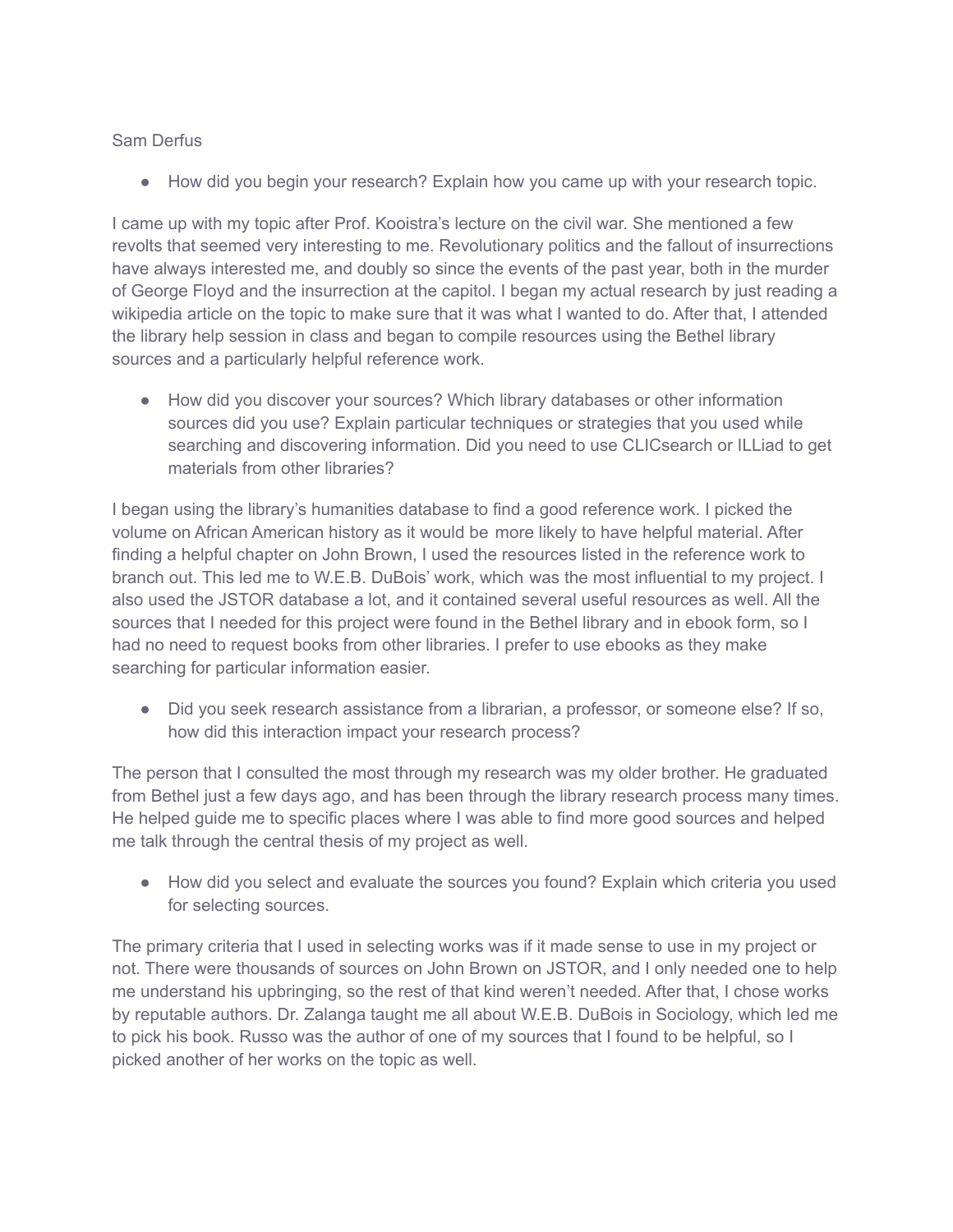Sam Derfus

- How did you begin your research? Explain how you came up with your research topic.

I came up with my topic after Prof. Kooistra's lecture on the civil war. She mentioned a few revolts that seemed very interesting to me. Revolutionary politics and the fallout of insurrections have always interested me, and doubly so since the events of the past year, both in the murder of George Floyd and the insurrection at the capitol. I began my actual research by just reading a wikipedia article on the topic to make sure that it was what I wanted to do. After that, I attended the library help session in class and began to compile resources using the Bethel library sources and a particularly helpful reference work.

- How did you discover your sources? Which library databases or other information sources did you use? Explain particular techniques or strategies that you used while searching and discovering information. Did you need to use CLICsearch or ILLiad to get materials from other libraries?

I began using the library's humanities database to find a good reference work. I picked the volume on African American history as it would be more likely to have helpful material. After finding a helpful chapter on John Brown, I used the resources listed in the reference work to branch out. This led me to W.E.B. DuBois' work, which was the most influential to my project. I also used the JSTOR database a lot, and it contained several useful resources as well. All the sources that I needed for this project were found in the Bethel library and in ebook form, so I had no need to request books from other libraries. I prefer to use ebooks as they make searching for particular information easier.

- Did you seek research assistance from a librarian, a professor, or someone else? If so, how did this interaction impact your research process?

The person that I consulted the most through my research was my older brother. He graduated from Bethel just a few days ago, and has been through the library research process many times. He helped guide me to specific places where I was able to find more good sources and helped me talk through the central thesis of my project as well.

- How did you select and evaluate the sources you found? Explain which criteria you used for selecting sources.

The primary criteria that I used in selecting works was if it made sense to use in my project or not. There were thousands of sources on John Brown on JSTOR, and I only needed one to help me understand his upbringing, so the rest of that kind weren't needed. After that, I chose works by reputable authors. Dr. Zalanga taught me all about W.E.B. DuBois in Sociology, which led me to pick his book. Russo was the author of one of my sources that I found to be helpful, so I picked another of her works on the topic as well.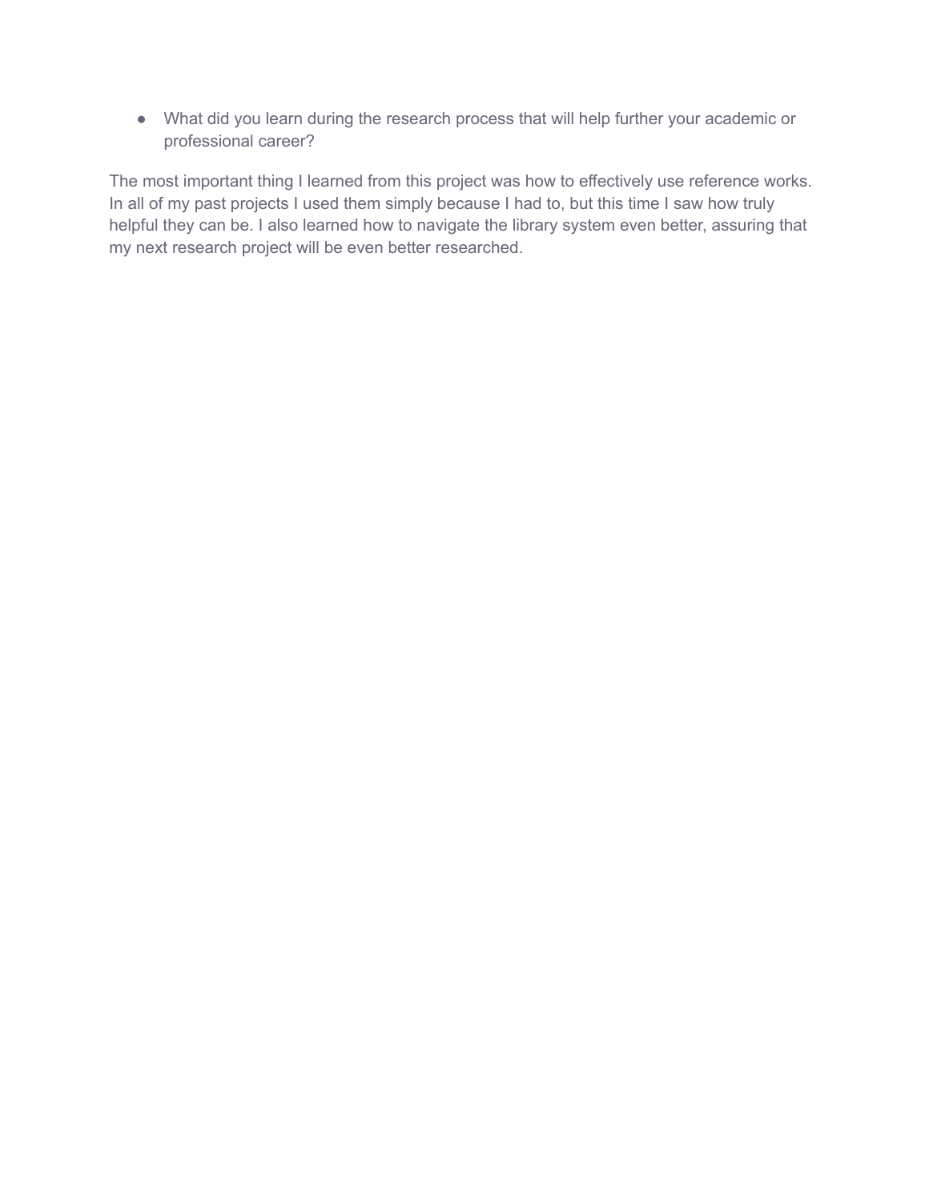- What did you learn during the research process that will help further your academic or professional career?

The most important thing I learned from this project was how to effectively use reference works. In all of my past projects I used them simply because I had to, but this time I saw how truly helpful they can be. I also learned how to navigate the library system even better, assuring that my next research project will be even better researched.